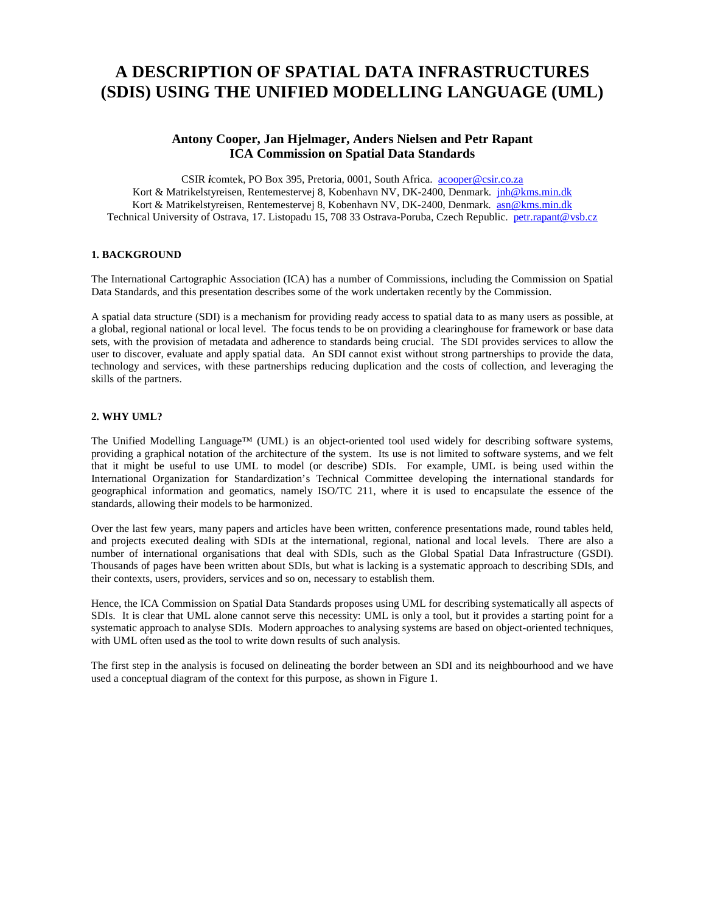# A DESCRIPTION OF SPATIAL DATA INFRASTRUCTURES (SDIS) USING THE UNIFIED MODELLING LANGUAGE (UML)

**Antony Cooper, Jan Hjelmager, Anders Nielsen and Petr Rapant**
**ICA Commission on Spatial Data Standards**

CSIR ***i***comtek, PO Box 395, Pretoria, 0001, South Africa. acooper@csir.co.za
Kort & Matrikelstyreisen, Rentemestervej 8, Kobenhavn NV, DK-2400, Denmark. jnh@kms.min.dk
Kort & Matrikelstyreisen, Rentemestervej 8, Kobenhavn NV, DK-2400, Denmark. asn@kms.min.dk
Technical University of Ostrava, 17. Listopadu 15, 708 33 Ostrava-Poruba, Czech Republic. petr.rapant@vsb.cz

## 1. BACKGROUND

The International Cartographic Association (ICA) has a number of Commissions, including the Commission on Spatial Data Standards, and this presentation describes some of the work undertaken recently by the Commission.

A spatial data structure (SDI) is a mechanism for providing ready access to spatial data to as many users as possible, at a global, regional national or local level. The focus tends to be on providing a clearinghouse for framework or base data sets, with the provision of metadata and adherence to standards being crucial. The SDI provides services to allow the user to discover, evaluate and apply spatial data. An SDI cannot exist without strong partnerships to provide the data, technology and services, with these partnerships reducing duplication and the costs of collection, and leveraging the skills of the partners.

## 2. WHY UML?

The Unified Modelling Language™ (UML) is an object-oriented tool used widely for describing software systems, providing a graphical notation of the architecture of the system. Its use is not limited to software systems, and we felt that it might be useful to use UML to model (or describe) SDIs. For example, UML is being used within the International Organization for Standardization's Technical Committee developing the international standards for geographical information and geomatics, namely ISO/TC 211, where it is used to encapsulate the essence of the standards, allowing their models to be harmonized.

Over the last few years, many papers and articles have been written, conference presentations made, round tables held, and projects executed dealing with SDIs at the international, regional, national and local levels. There are also a number of international organisations that deal with SDIs, such as the Global Spatial Data Infrastructure (GSDI). Thousands of pages have been written about SDIs, but what is lacking is a systematic approach to describing SDIs, and their contexts, users, providers, services and so on, necessary to establish them.

Hence, the ICA Commission on Spatial Data Standards proposes using UML for describing systematically all aspects of SDIs. It is clear that UML alone cannot serve this necessity: UML is only a tool, but it provides a starting point for a systematic approach to analyse SDIs. Modern approaches to analysing systems are based on object-oriented techniques, with UML often used as the tool to write down results of such analysis.

The first step in the analysis is focused on delineating the border between an SDI and its neighbourhood and we have used a conceptual diagram of the context for this purpose, as shown in Figure 1.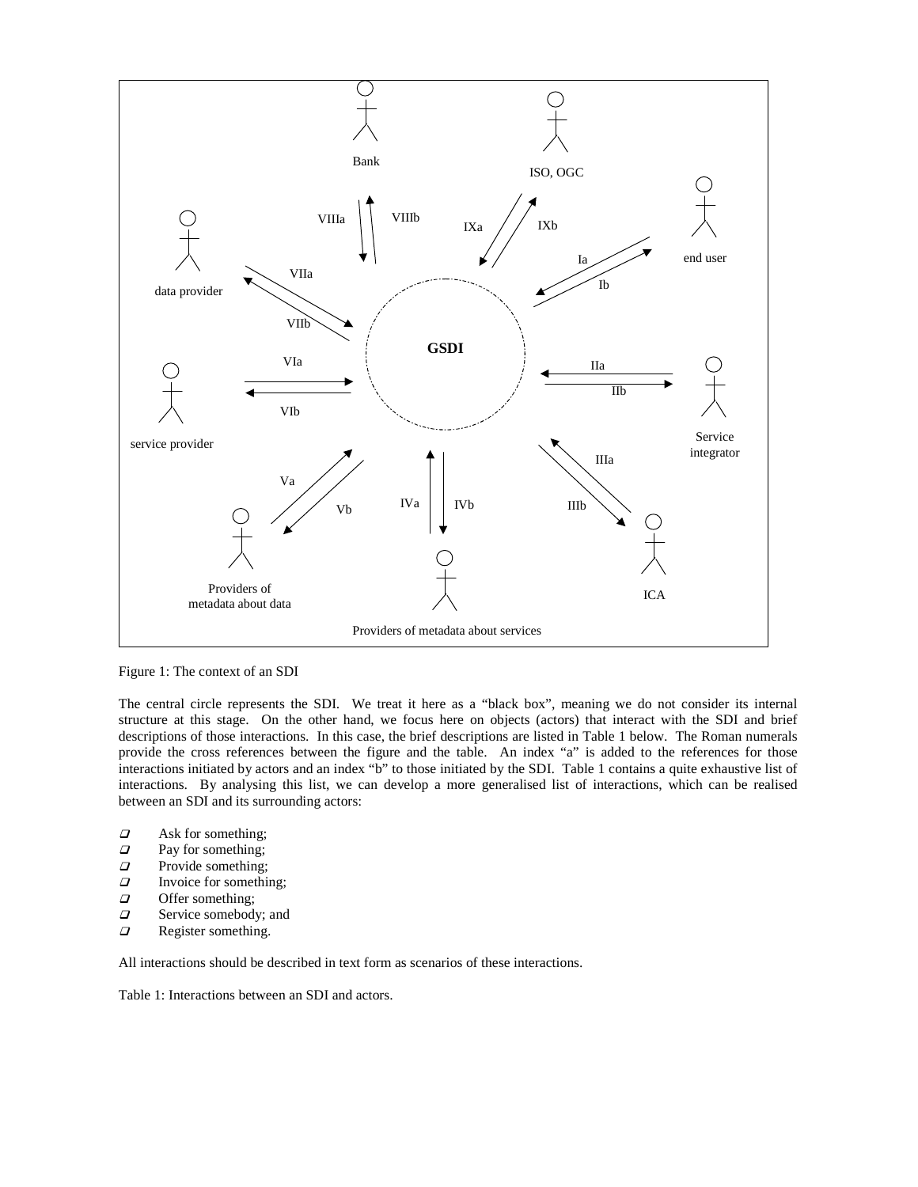Figure 1: The context of an SDI

The central circle represents the SDI. We treat it here as a "black box", meaning we do not consider its internal structure at this stage. On the other hand, we focus here on objects (actors) that interact with the SDI and brief descriptions of those interactions. In this case, the brief descriptions are listed in Table 1 below. The Roman numerals provide the cross references between the figure and the table. An index "a" is added to the references for those interactions initiated by actors and an index "b" to those initiated by the SDI. Table 1 contains a quite exhaustive list of interactions. By analysing this list, we can develop a more generalised list of interactions, which can be realised between an SDI and its surrounding actors:

- Ask for something;
- Pay for something;
- Provide something;
- Invoice for something;
- Offer something;
- Service somebody; and
- Register something.

All interactions should be described in text form as scenarios of these interactions.

Table 1: Interactions between an SDI and actors.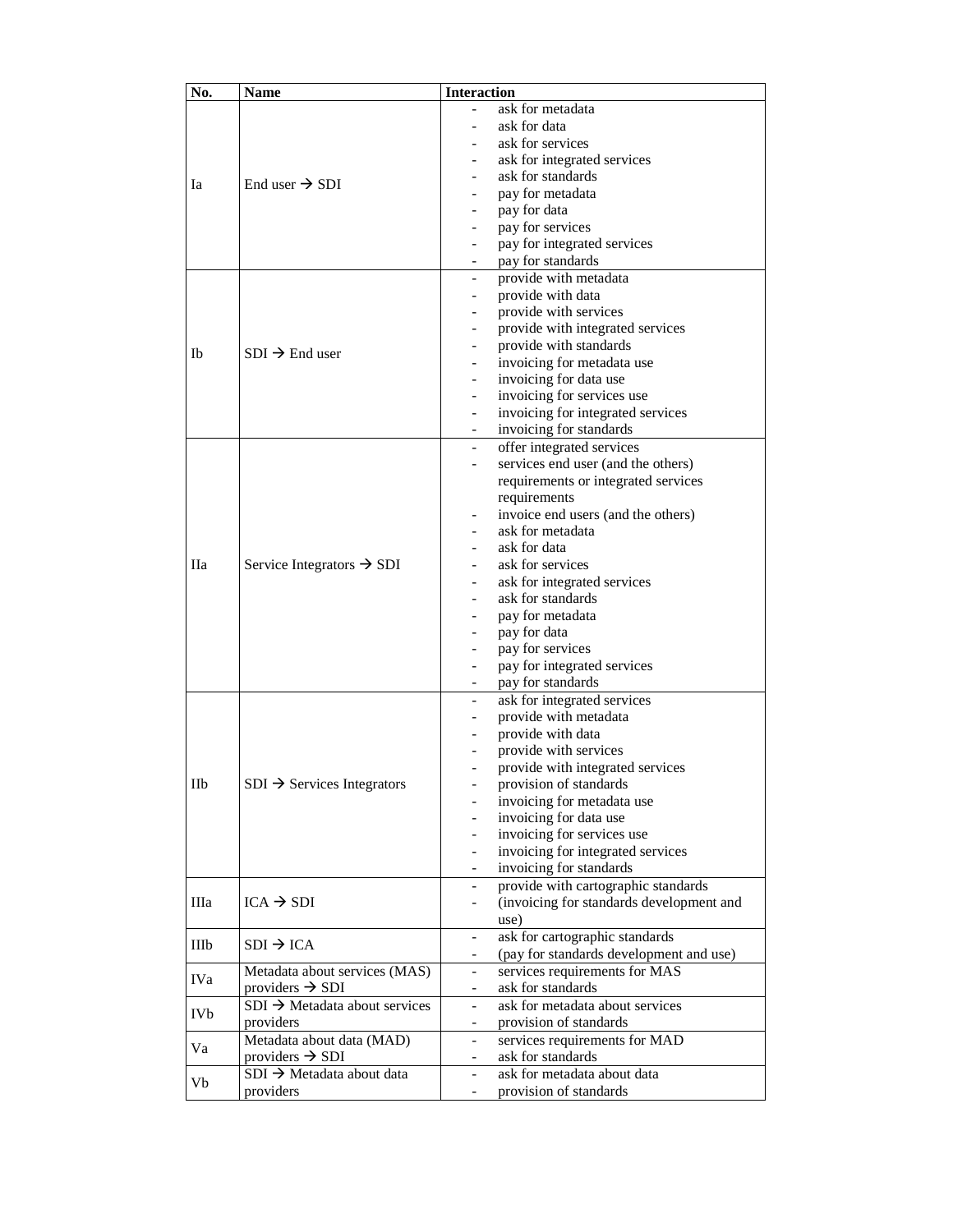| No. | Name | Interaction |
|---|---|---|
| Ia | End user → SDI | - ask for metadata<br>- ask for data<br>- ask for services<br>- ask for integrated services<br>- ask for standards<br>- pay for metadata<br>- pay for data<br>- pay for services<br>- pay for integrated services<br>- pay for standards |
| Ib | SDI → End user | - provide with metadata<br>- provide with data<br>- provide with services<br>- provide with integrated services<br>- provide with standards<br>- invoicing for metadata use<br>- invoicing for data use<br>- invoicing for services use<br>- invoicing for integrated services<br>- invoicing for standards |
| IIa | Service Integrators → SDI | - offer integrated services<br>- services end user (and the others) requirements or integrated services requirements<br>- invoice end users (and the others)<br>- ask for metadata<br>- ask for data<br>- ask for services<br>- ask for integrated services<br>- ask for standards<br>- pay for metadata<br>- pay for data<br>- pay for services<br>- pay for integrated services<br>- pay for standards |
| IIb | SDI → Services Integrators | - ask for integrated services<br>- provide with metadata<br>- provide with data<br>- provide with services<br>- provide with integrated services<br>- provision of standards<br>- invoicing for metadata use<br>- invoicing for data use<br>- invoicing for services use<br>- invoicing for integrated services<br>- invoicing for standards |
| IIIa | ICA → SDI | - provide with cartographic standards<br>- (invoicing for standards development and use) |
| IIIb | SDI → ICA | - ask for cartographic standards<br>- (pay for standards development and use) |
| IVa | Metadata about services (MAS) providers → SDI | - services requirements for MAS<br>- ask for standards |
| IVb | SDI → Metadata about services providers | - ask for metadata about services<br>- provision of standards |
| Va | Metadata about data (MAD) providers → SDI | - services requirements for MAD<br>- ask for standards |
| Vb | SDI → Metadata about data providers | - ask for metadata about data<br>- provision of standards |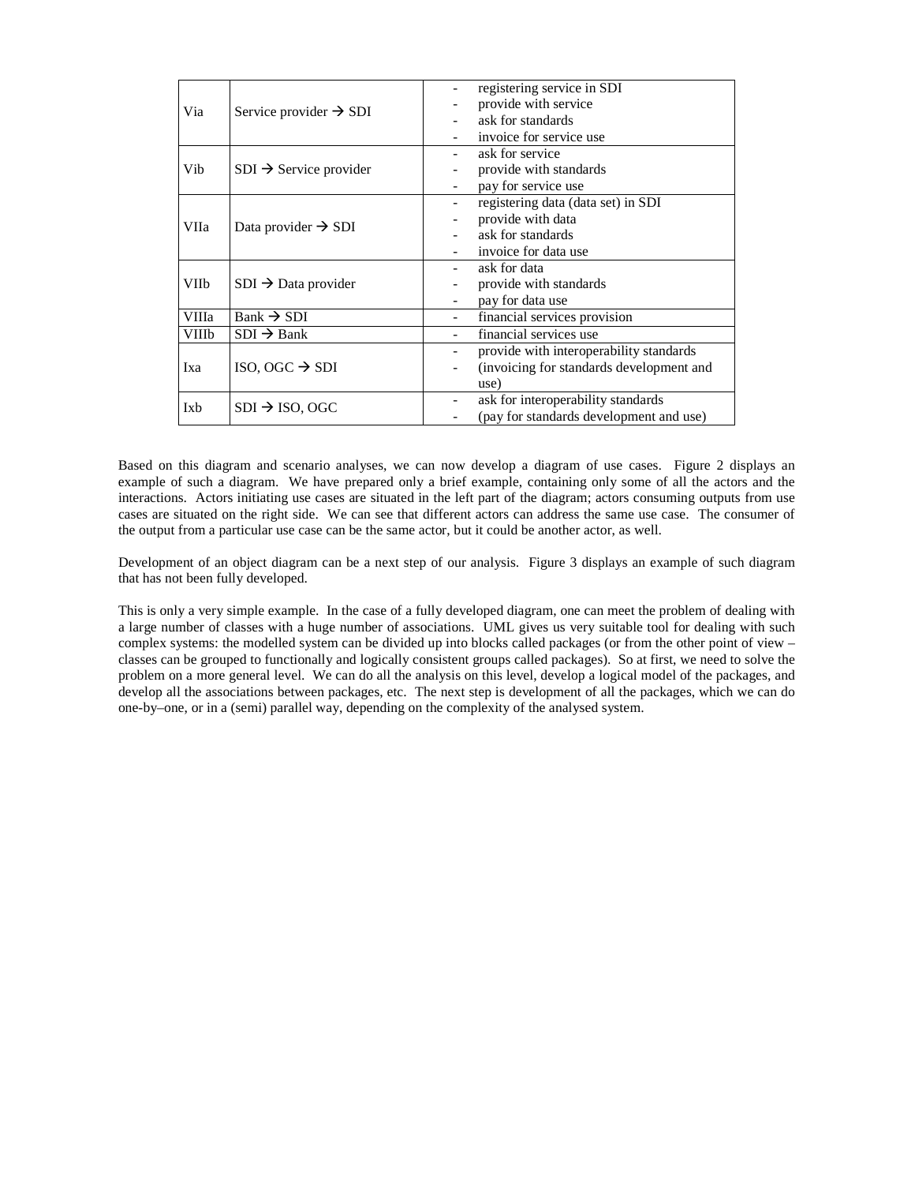| | | |
|---|---|---|
| Via | Service provider → SDI | - registering service in SDI<br>- provide with service<br>- ask for standards<br>- invoice for service use |
| Vib | SDI → Service provider | - ask for service<br>- provide with standards<br>- pay for service use |
| VIIa | Data provider → SDI | - registering data (data set) in SDI<br>- provide with data<br>- ask for standards<br>- invoice for data use |
| VIIb | SDI → Data provider | - ask for data<br>- provide with standards<br>- pay for data use |
| VIIIa | Bank → SDI | - financial services provision |
| VIIIb | SDI → Bank | - financial services use |
| Ixa | ISO, OGC → SDI | - provide with interoperability standards<br>- (invoicing for standards development and use) |
| Ixb | SDI → ISO, OGC | - ask for interoperability standards<br>- (pay for standards development and use) |

Based on this diagram and scenario analyses, we can now develop a diagram of use cases. Figure 2 displays an example of such a diagram. We have prepared only a brief example, containing only some of all the actors and the interactions. Actors initiating use cases are situated in the left part of the diagram; actors consuming outputs from use cases are situated on the right side. We can see that different actors can address the same use case. The consumer of the output from a particular use case can be the same actor, but it could be another actor, as well.

Development of an object diagram can be a next step of our analysis. Figure 3 displays an example of such diagram that has not been fully developed.

This is only a very simple example. In the case of a fully developed diagram, one can meet the problem of dealing with a large number of classes with a huge number of associations. UML gives us very suitable tool for dealing with such complex systems: the modelled system can be divided up into blocks called packages (or from the other point of view – classes can be grouped to functionally and logically consistent groups called packages). So at first, we need to solve the problem on a more general level. We can do all the analysis on this level, develop a logical model of the packages, and develop all the associations between packages, etc. The next step is development of all the packages, which we can do one-by–one, or in a (semi) parallel way, depending on the complexity of the analysed system.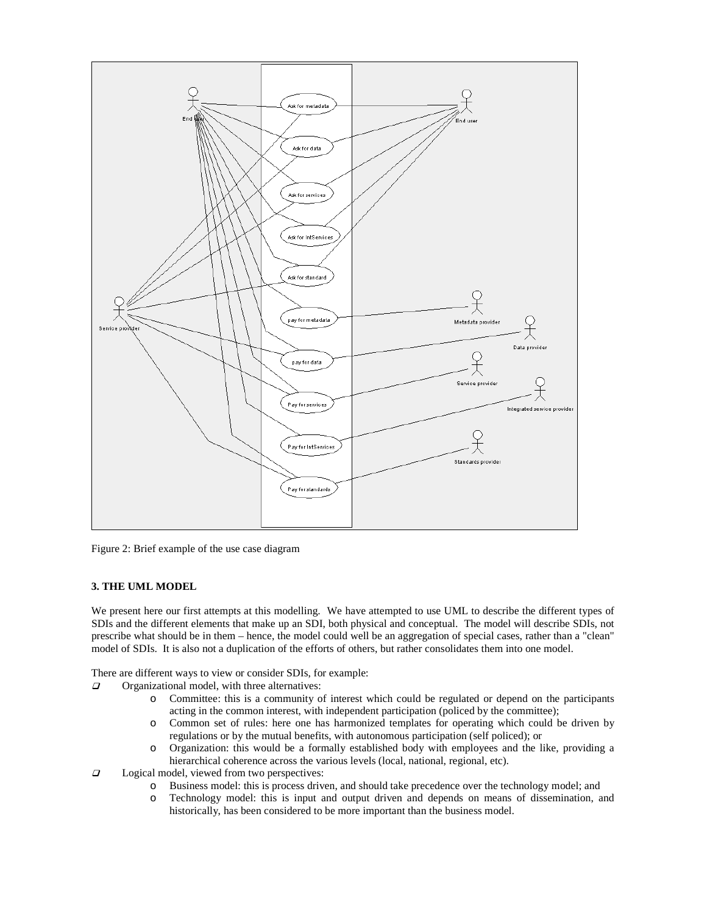Figure 2: Brief example of the use case diagram

**3. THE UML MODEL**

We present here our first attempts at this modelling. We have attempted to use UML to describe the different types of SDIs and the different elements that make up an SDI, both physical and conceptual. The model will describe SDIs, not prescribe what should be in them – hence, the model could well be an aggregation of special cases, rather than a "clean" model of SDIs. It is also not a duplication of the efforts of others, but rather consolidates them into one model.

There are different ways to view or consider SDIs, for example:

- Organizational model, with three alternatives:
  - Committee: this is a community of interest which could be regulated or depend on the participants acting in the common interest, with independent participation (policed by the committee);
  - Common set of rules: here one has harmonized templates for operating which could be driven by regulations or by the mutual benefits, with autonomous participation (self policed); or
  - Organization: this would be a formally established body with employees and the like, providing a hierarchical coherence across the various levels (local, national, regional, etc).
- Logical model, viewed from two perspectives:
  - Business model: this is process driven, and should take precedence over the technology model; and
  - Technology model: this is input and output driven and depends on means of dissemination, and historically, has been considered to be more important than the business model.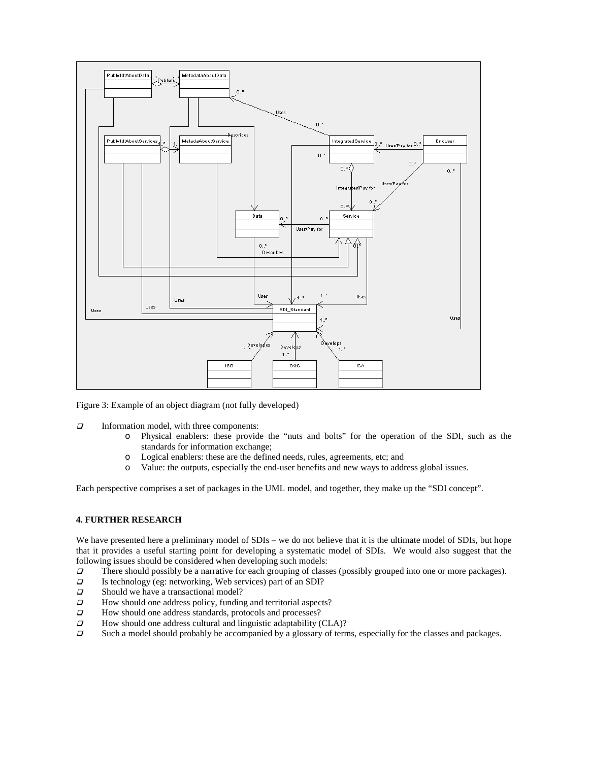Figure 3: Example of an object diagram (not fully developed)

- Information model, with three components:
  - Physical enablers: these provide the "nuts and bolts" for the operation of the SDI, such as the standards for information exchange;
  - Logical enablers: these are the defined needs, rules, agreements, etc; and
  - Value: the outputs, especially the end-user benefits and new ways to address global issues.

Each perspective comprises a set of packages in the UML model, and together, they make up the "SDI concept".

## 4. FURTHER RESEARCH

We have presented here a preliminary model of SDIs – we do not believe that it is the ultimate model of SDIs, but hope that it provides a useful starting point for developing a systematic model of SDIs. We would also suggest that the following issues should be considered when developing such models:

- There should possibly be a narrative for each grouping of classes (possibly grouped into one or more packages).
- Is technology (eg: networking, Web services) part of an SDI?
- Should we have a transactional model?
- How should one address policy, funding and territorial aspects?
- How should one address standards, protocols and processes?
- How should one address cultural and linguistic adaptability (CLA)?
- Such a model should probably be accompanied by a glossary of terms, especially for the classes and packages.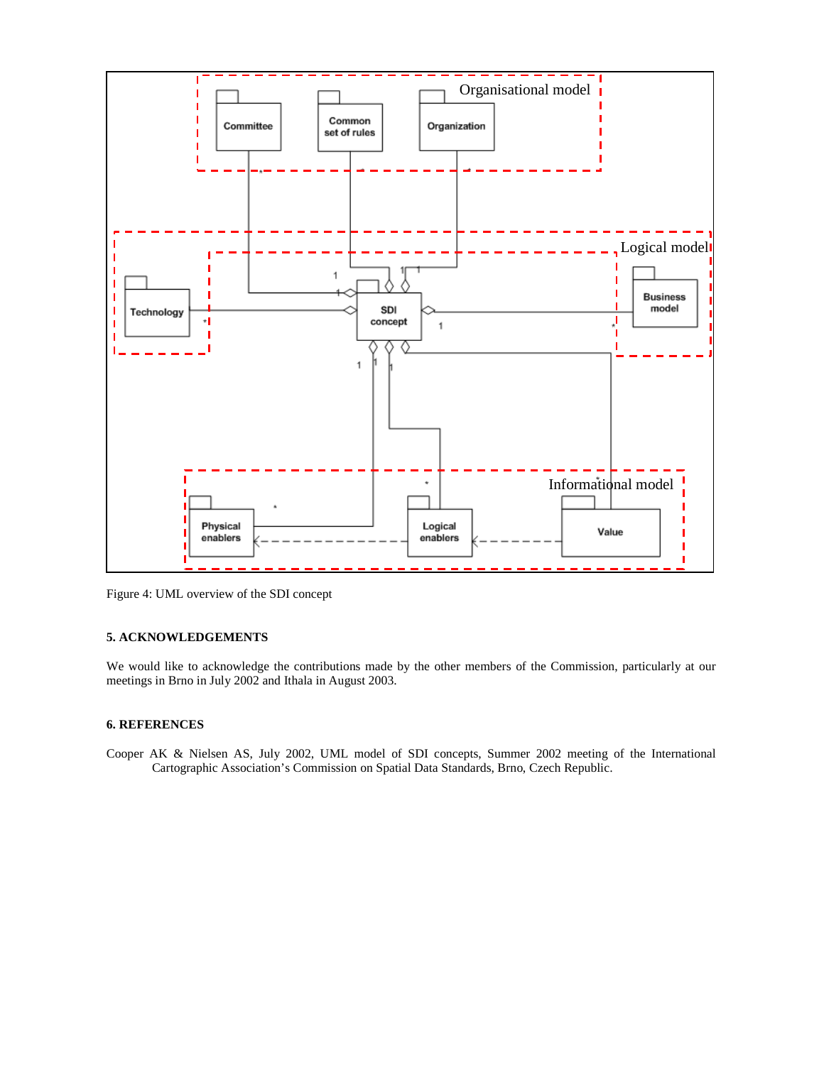Organisational model

Committee

Common set of rules

Organization

Logical model

Technology

SDI concept

Business model

Informational model

Physical enablers

Logical enablers

Value

Figure 4: UML overview of the SDI concept

### 5. ACKNOWLEDGEMENTS

We would like to acknowledge the contributions made by the other members of the Commission, particularly at our meetings in Brno in July 2002 and Ithala in August 2003.

### 6. REFERENCES

Cooper AK & Nielsen AS, July 2002, UML model of SDI concepts, Summer 2002 meeting of the International Cartographic Association's Commission on Spatial Data Standards, Brno, Czech Republic.